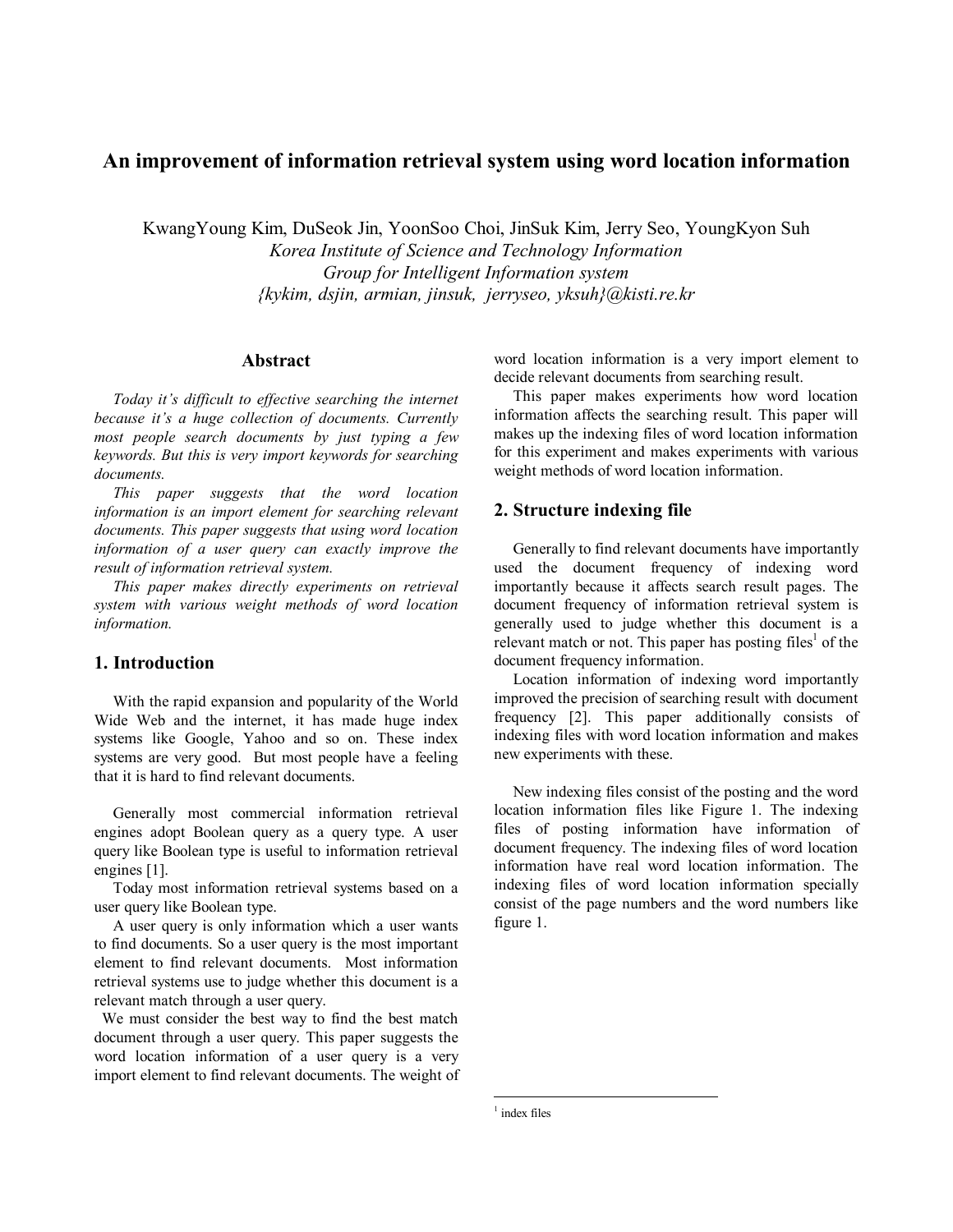# An improvement of information retrieval system using word location information

KwangYoung Kim, DuSeok Jin, YoonSoo Choi, JinSuk Kim, Jerry Seo, YoungKyon Suh

*Korea Institute of Science and Technology Information*
*Group for Intelligent Information system*
*{kykim, dsjin, armian, jinsuk, jerryseo, yksuh}@kisti.re.kr*

## Abstract

*Today it's difficult to effective searching the internet because it's a huge collection of documents. Currently most people search documents by just typing a few keywords. But this is very import keywords for searching documents.*

*This paper suggests that the word location information is an import element for searching relevant documents. This paper suggests that using word location information of a user query can exactly improve the result of information retrieval system.*

*This paper makes directly experiments on retrieval system with various weight methods of word location information.*

## 1. Introduction

With the rapid expansion and popularity of the World Wide Web and the internet, it has made huge index systems like Google, Yahoo and so on. These index systems are very good. But most people have a feeling that it is hard to find relevant documents.

Generally most commercial information retrieval engines adopt Boolean query as a query type. A user query like Boolean type is useful to information retrieval engines [1].

Today most information retrieval systems based on a user query like Boolean type.

A user query is only information which a user wants to find documents. So a user query is the most important element to find relevant documents. Most information retrieval systems use to judge whether this document is a relevant match through a user query.

We must consider the best way to find the best match document through a user query. This paper suggests the word location information of a user query is a very import element to find relevant documents. The weight of word location information is a very import element to decide relevant documents from searching result.

This paper makes experiments how word location information affects the searching result. This paper will makes up the indexing files of word location information for this experiment and makes experiments with various weight methods of word location information.

## 2. Structure indexing file

Generally to find relevant documents have importantly used the document frequency of indexing word importantly because it affects search result pages. The document frequency of information retrieval system is generally used to judge whether this document is a relevant match or not. This paper has posting files[1] of the document frequency information.

Location information of indexing word importantly improved the precision of searching result with document frequency [2]. This paper additionally consists of indexing files with word location information and makes new experiments with these.

New indexing files consist of the posting and the word location information files like Figure 1. The indexing files of posting information have information of document frequency. The indexing files of word location information have real word location information. The indexing files of word location information specially consist of the page numbers and the word numbers like figure 1.

---

[1] index files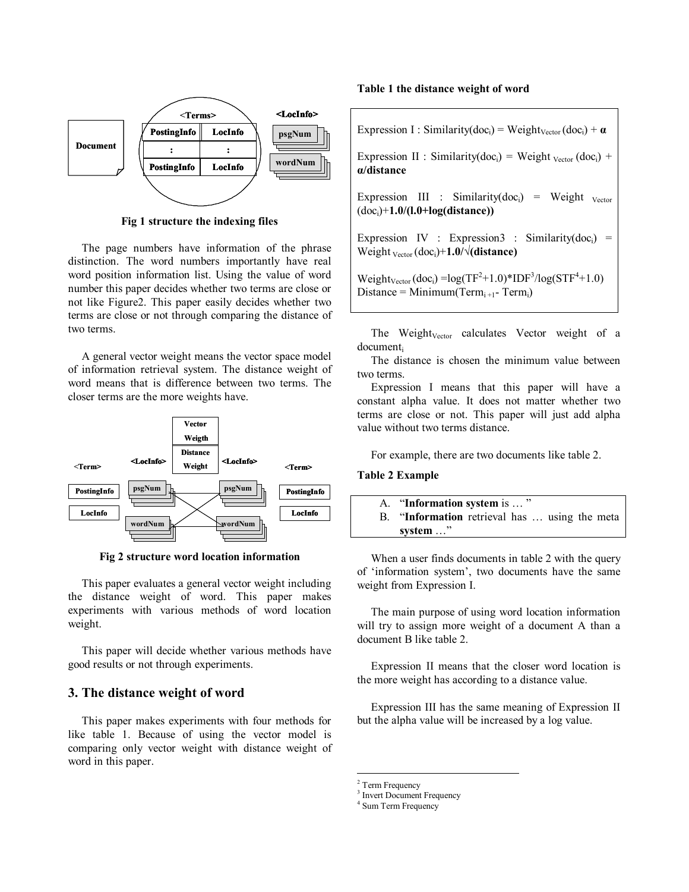Fig 1 structure the indexing files

The page numbers have information of the phrase distinction. The word numbers importantly have real word position information list. Using the value of word number this paper decides whether two terms are close or not like Figure2. This paper easily decides whether two terms are close or not through comparing the distance of two terms.

A general vector weight means the vector space model of information retrieval system. The distance weight of word means that is difference between two terms. The closer terms are the more weights have.

Fig 2 structure word location information

This paper evaluates a general vector weight including the distance weight of word. This paper makes experiments with various methods of word location weight.

This paper will decide whether various methods have good results or not through experiments.

## 3. The distance weight of word

This paper makes experiments with four methods for like table 1. Because of using the vector model is comparing only vector weight with distance weight of word in this paper.

**Table 1 the distance weight of word**

Expression I : $\text{Similarity}(doc_i) = \text{Weight}_{Vector}(doc_i) + \boldsymbol{\alpha}$

Expression II : $\text{Similarity}(doc_i) = \text{Weight}_{Vector}(doc_i) + \boldsymbol{\alpha/\text{distance}}$

Expression III : $\text{Similarity}(doc_i) = \text{Weight}_{Vector}(doc_i) + \mathbf{1.0/(l.0+\log(distance))}$

Expression IV : Expression3 : $\text{Similarity}(doc_i) = \text{Weight}_{Vector}(doc_i) + \mathbf{1.0/\sqrt{(distance)}}$

$\text{Weight}_{Vector}(doc_i) = \log(TF^2+1.0)*IDF^3/\log(STF^4+1.0)$
Distance = $\text{Minimum}(Term_{i+1} - Term_i)$

The $\text{Weight}_{Vector}$ calculates Vector weight of a $\text{document}_i$

The distance is chosen the minimum value between two terms.

Expression I means that this paper will have a constant alpha value. It does not matter whether two terms are close or not. This paper will just add alpha value without two terms distance.

For example, there are two documents like table 2.

**Table 2 Example**

A. "**Information system** is … "
B. "**Information** retrieval has … using the meta **system** …"

When a user finds documents in table 2 with the query of 'information system', two documents have the same weight from Expression I.

The main purpose of using word location information will try to assign more weight of a document A than a document B like table 2.

Expression II means that the closer word location is the more weight has according to a distance value.

Expression III has the same meaning of Expression II but the alpha value will be increased by a log value.

---

[2] Term Frequency
[3] Invert Document Frequency
[4] Sum Term Frequency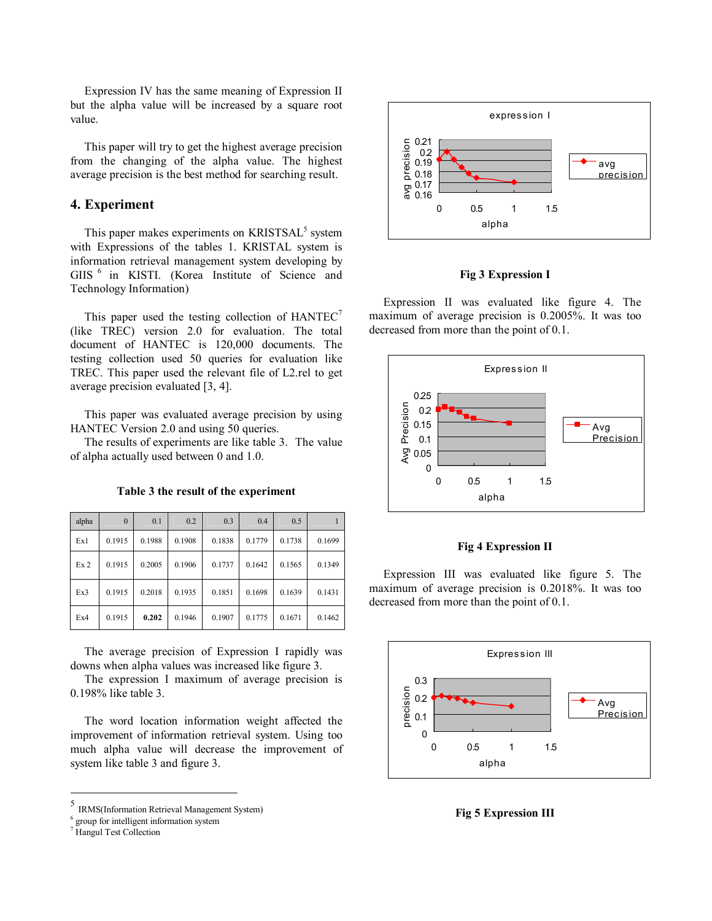Expression IV has the same meaning of Expression II but the alpha value will be increased by a square root value.

This paper will try to get the highest average precision from the changing of the alpha value. The highest average precision is the best method for searching result.

## 4. Experiment

This paper makes experiments on KRISTSAL[5] system with Expressions of the tables 1. KRISTAL system is information retrieval management system developing by GIIS [6] in KISTI. (Korea Institute of Science and Technology Information)

This paper used the testing collection of HANTEC[7] (like TREC) version 2.0 for evaluation. The total document of HANTEC is 120,000 documents. The testing collection used 50 queries for evaluation like TREC. This paper used the relevant file of L2.rel to get average precision evaluated [3, 4].

This paper was evaluated average precision by using HANTEC Version 2.0 and using 50 queries.

The results of experiments are like table 3. The value of alpha actually used between 0 and 1.0.

**Table 3 the result of the experiment**

| alpha | 0 | 0.1 | 0.2 | 0.3 | 0.4 | 0.5 | 1 |
|---|---|---|---|---|---|---|---|
| Ex1 | 0.1915 | 0.1988 | 0.1908 | 0.1838 | 0.1779 | 0.1738 | 0.1699 |
| Ex 2 | 0.1915 | 0.2005 | 0.1906 | 0.1737 | 0.1642 | 0.1565 | 0.1349 |
| Ex3 | 0.1915 | 0.2018 | 0.1935 | 0.1851 | 0.1698 | 0.1639 | 0.1431 |
| Ex4 | 0.1915 | **0.202** | 0.1946 | 0.1907 | 0.1775 | 0.1671 | 0.1462 |

The average precision of Expression I rapidly was downs when alpha values was increased like figure 3.

The expression I maximum of average precision is 0.198% like table 3.

The word location information weight affected the improvement of information retrieval system. Using too much alpha value will decrease the improvement of system like table 3 and figure 3.

**Fig 3 Expression I**

Expression II was evaluated like figure 4. The maximum of average precision is 0.2005%. It was too decreased from more than the point of 0.1.

**Fig 4 Expression II**

Expression III was evaluated like figure 5. The maximum of average precision is 0.2018%. It was too decreased from more than the point of 0.1.

**Fig 5 Expression III**

---

[5] IRMS(Information Retrieval Management System)
[6] group for intelligent information system
[7] Hangul Test Collection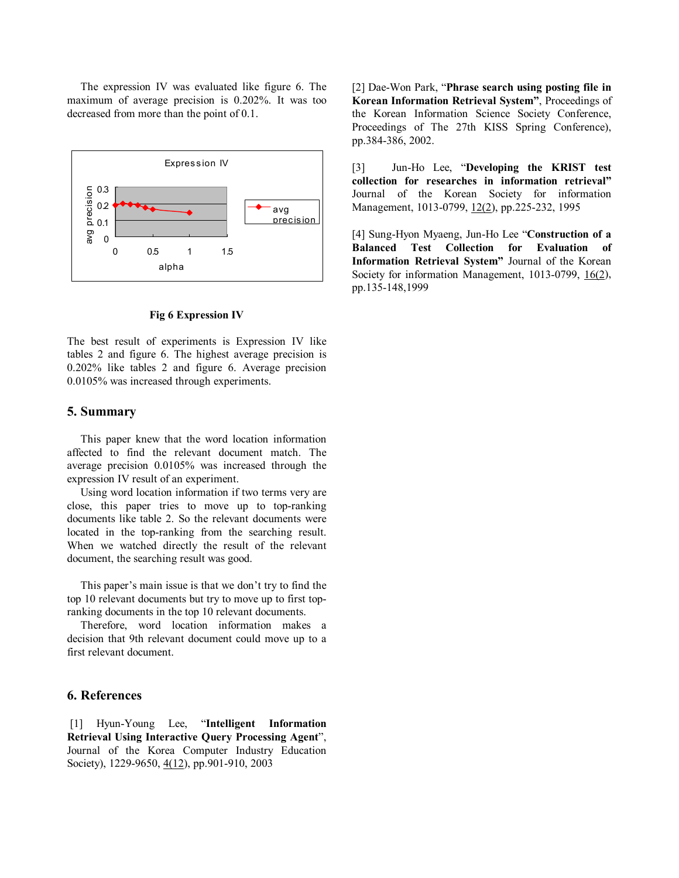The expression IV was evaluated like figure 6. The maximum of average precision is 0.202%. It was too decreased from more than the point of 0.1.

Expression IV

avg precision

0.3
0.2
0.1
0

0
0.5
1
1.5

alpha

avg precision

**Fig 6 Expression IV**

The best result of experiments is Expression IV like tables 2 and figure 6. The highest average precision is 0.202% like tables 2 and figure 6. Average precision 0.0105% was increased through experiments.

## 5. Summary

This paper knew that the word location information affected to find the relevant document match. The average precision 0.0105% was increased through the expression IV result of an experiment.

Using word location information if two terms very are close, this paper tries to move up to top-ranking documents like table 2. So the relevant documents were located in the top-ranking from the searching result. When we watched directly the result of the relevant document, the searching result was good.

This paper's main issue is that we don't try to find the top 10 relevant documents but try to move up to first top-ranking documents in the top 10 relevant documents.

Therefore, word location information makes a decision that 9th relevant document could move up to a first relevant document.

## 6. References

[1] Hyun-Young Lee, "**Intelligent Information Retrieval Using Interactive Query Processing Agent**", Journal of the Korea Computer Industry Education Society), 1229-9650, 4(12), pp.901-910, 2003

[2] Dae-Won Park, "**Phrase search using posting file in Korean Information Retrieval System**", Proceedings of the Korean Information Science Society Conference, Proceedings of The 27th KISS Spring Conference), pp.384-386, 2002.

[3] Jun-Ho Lee, "**Developing the KRIST test collection for researches in information retrieval**" Journal of the Korean Society for information Management, 1013-0799, 12(2), pp.225-232, 1995

[4] Sung-Hyon Myaeng, Jun-Ho Lee "**Construction of a Balanced Test Collection for Evaluation of Information Retrieval System**" Journal of the Korean Society for information Management, 1013-0799, 16(2), pp.135-148,1999